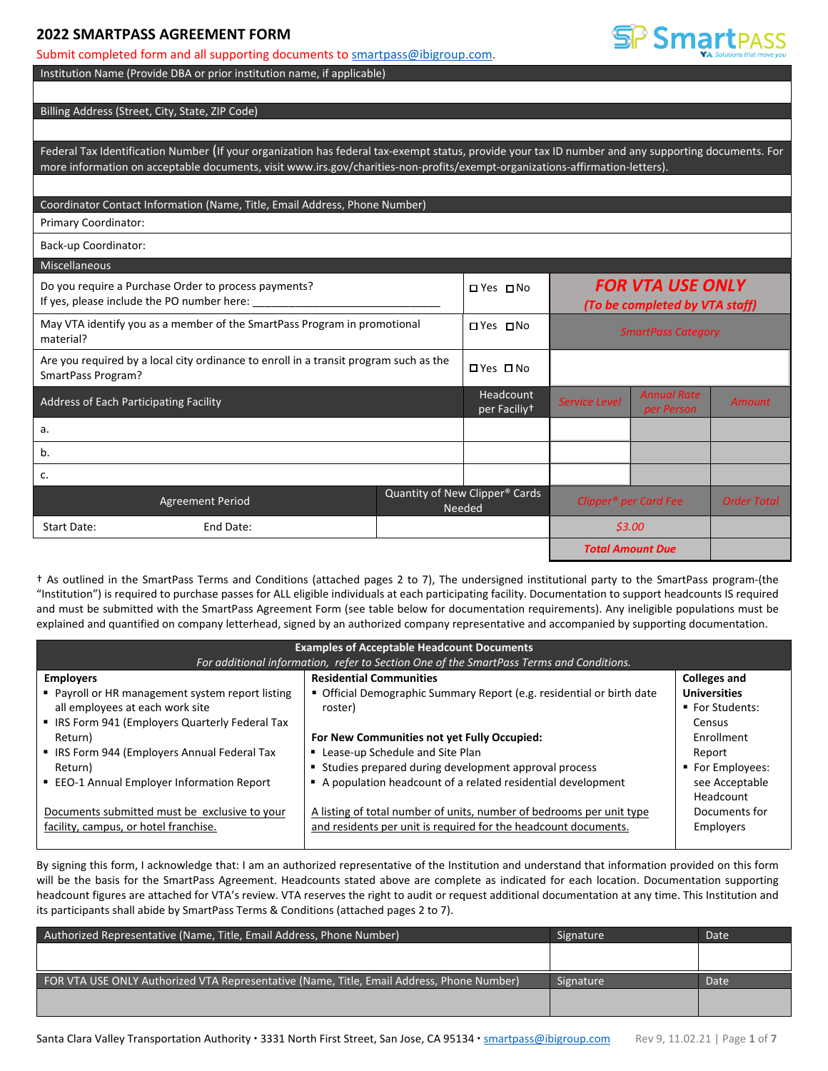# 2022 SMARTPASS AGREEMENT FORM

Submit completed form and all supporting documents to smartpass@ibigroup.com.

SmartPASS Solutions that move you

| Institution Name (Provide DBA or prior institution name, if applicable) |
|---|
| |

| Billing Address (Street, City, State, ZIP Code) |
|---|
| |

| Federal Tax Identification Number (If your organization has federal tax-exempt status, provide your tax ID number and any supporting documents. For more information on acceptable documents, visit www.irs.gov/charities-non-profits/exempt-organizations-affirmation-letters). |
|---|
| |

| Coordinator Contact Information (Name, Title, Email Address, Phone Number) |
|---|
| Primary Coordinator: |
| Back-up Coordinator: |

| Miscellaneous | | | | |
|---|---|---|---|---|
| Do you require a Purchase Order to process payments? If yes, please include the PO number here: ______________________________ | ☐ Yes ☐ No | **FOR VTA USE ONLY** *(To be completed by VTA staff)* | | |
| May VTA identify you as a member of the SmartPass Program in promotional material? | ☐ Yes ☐ No | *SmartPass Category* | | |
| Are you required by a local city ordinance to enroll in a transit program such as the SmartPass Program? | ☐ Yes ☐ No | | | |
| Address of Each Participating Facility | Headcount per Faciliy† | *Service Level* | *Annual Rate per Person* | *Amount* |
| a. | | | | |
| b. | | | | |
| c. | | | | |

| Agreement Period | | Quantity of New Clipper® Cards Needed | *Clipper® per Card Fee* | *Order Total* |
|---|---|---|---|---|
| Start Date: | End Date: | | *$3.00* | |
| | | | ***Total Amount Due*** | |

† As outlined in the SmartPass Terms and Conditions (attached pages 2 to 7), The undersigned institutional party to the SmartPass program-(the "Institution") is required to purchase passes for ALL eligible individuals at each participating facility. Documentation to support headcounts IS required and must be submitted with the SmartPass Agreement Form (see table below for documentation requirements). Any ineligible populations must be explained and quantified on company letterhead, signed by an authorized company representative and accompanied by supporting documentation.

| **Examples of Acceptable Headcount Documents** *For additional information, refer to Section One of the SmartPass Terms and Conditions.* | | |
|---|---|---|
| **Employers** | **Residential Communities** | **Colleges and Universities** |
| ▪ Payroll or HR management system report listing all employees at each work site<br>▪ IRS Form 941 (Employers Quarterly Federal Tax Return)<br>▪ IRS Form 944 (Employers Annual Federal Tax Return)<br>▪ EEO-1 Annual Employer Information Report<br><br><u>Documents submitted must be exclusive to your facility, campus, or hotel franchise.</u> | ▪ Official Demographic Summary Report (e.g. residential or birth date roster)<br><br>**For New Communities not yet Fully Occupied:**<br>▪ Lease-up Schedule and Site Plan<br>▪ Studies prepared during development approval process<br>▪ A population headcount of a related residential development<br><br><u>A listing of total number of units, number of bedrooms per unit type and residents per unit is required for the headcount documents.</u> | ▪ For Students: Census Enrollment Report<br>▪ For Employees: see Acceptable Headcount Documents for Employers |

By signing this form, I acknowledge that: I am an authorized representative of the Institution and understand that information provided on this form will be the basis for the SmartPass Agreement. Headcounts stated above are complete as indicated for each location. Documentation supporting headcount figures are attached for VTA's review. VTA reserves the right to audit or request additional documentation at any time. This Institution and its participants shall abide by SmartPass Terms & Conditions (attached pages 2 to 7).

| Authorized Representative (Name, Title, Email Address, Phone Number) | Signature | Date |
|---|---|---|
| | | |
| FOR VTA USE ONLY Authorized VTA Representative (Name, Title, Email Address, Phone Number) | Signature | Date |
| | | |

Santa Clara Valley Transportation Authority • 3331 North First Street, San Jose, CA 95134 • smartpass@ibigroup.com Rev 9, 11.02.21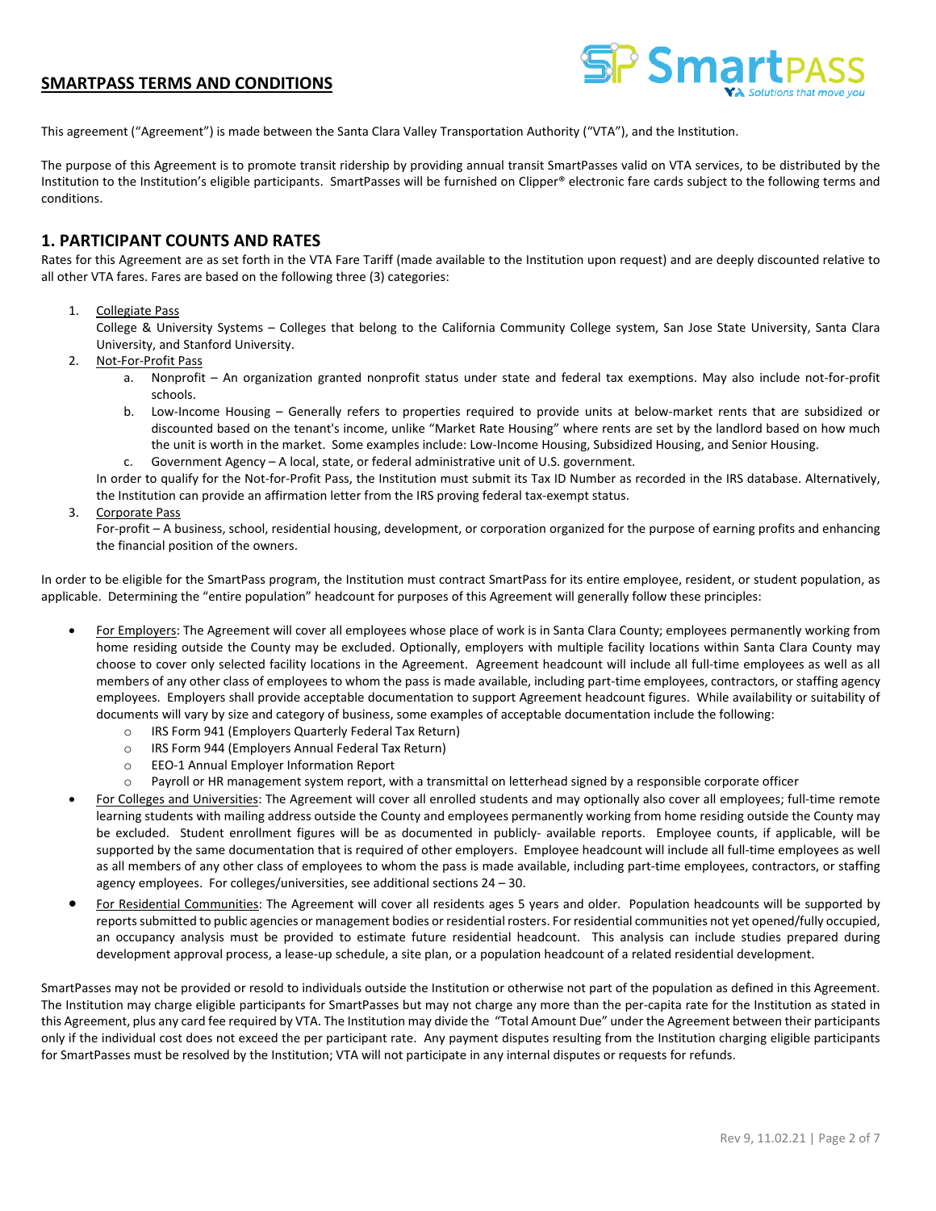## SMARTPASS TERMS AND CONDITIONS

This agreement ("Agreement") is made between the Santa Clara Valley Transportation Authority ("VTA"), and the Institution.

The purpose of this Agreement is to promote transit ridership by providing annual transit SmartPasses valid on VTA services, to be distributed by the Institution to the Institution's eligible participants. SmartPasses will be furnished on Clipper® electronic fare cards subject to the following terms and conditions.

## 1. PARTICIPANT COUNTS AND RATES

Rates for this Agreement are as set forth in the VTA Fare Tariff (made available to the Institution upon request) and are deeply discounted relative to all other VTA fares. Fares are based on the following three (3) categories:

1. Collegiate Pass
   College & University Systems – Colleges that belong to the California Community College system, San Jose State University, Santa Clara University, and Stanford University.
2. Not-For-Profit Pass
   a. Nonprofit – An organization granted nonprofit status under state and federal tax exemptions. May also include not-for-profit schools.
   b. Low-Income Housing – Generally refers to properties required to provide units at below-market rents that are subsidized or discounted based on the tenant's income, unlike "Market Rate Housing" where rents are set by the landlord based on how much the unit is worth in the market. Some examples include: Low-Income Housing, Subsidized Housing, and Senior Housing.
   c. Government Agency – A local, state, or federal administrative unit of U.S. government.

   In order to qualify for the Not-for-Profit Pass, the Institution must submit its Tax ID Number as recorded in the IRS database. Alternatively, the Institution can provide an affirmation letter from the IRS proving federal tax-exempt status.
3. Corporate Pass
   For-profit – A business, school, residential housing, development, or corporation organized for the purpose of earning profits and enhancing the financial position of the owners.

In order to be eligible for the SmartPass program, the Institution must contract SmartPass for its entire employee, resident, or student population, as applicable. Determining the "entire population" headcount for purposes of this Agreement will generally follow these principles:

- For Employers: The Agreement will cover all employees whose place of work is in Santa Clara County; employees permanently working from home residing outside the County may be excluded. Optionally, employers with multiple facility locations within Santa Clara County may choose to cover only selected facility locations in the Agreement. Agreement headcount will include all full-time employees as well as all members of any other class of employees to whom the pass is made available, including part-time employees, contractors, or staffing agency employees. Employers shall provide acceptable documentation to support Agreement headcount figures. While availability or suitability of documents will vary by size and category of business, some examples of acceptable documentation include the following:
  - IRS Form 941 (Employers Quarterly Federal Tax Return)
  - IRS Form 944 (Employers Annual Federal Tax Return)
  - EEO-1 Annual Employer Information Report
  - Payroll or HR management system report, with a transmittal on letterhead signed by a responsible corporate officer
- For Colleges and Universities: The Agreement will cover all enrolled students and may optionally also cover all employees; full-time remote learning students with mailing address outside the County and employees permanently working from home residing outside the County may be excluded. Student enrollment figures will be as documented in publicly- available reports. Employee counts, if applicable, will be supported by the same documentation that is required of other employers. Employee headcount will include all full-time employees as well as all members of any other class of employees to whom the pass is made available, including part-time employees, contractors, or staffing agency employees. For colleges/universities, see additional sections 24 – 30.
- For Residential Communities: The Agreement will cover all residents ages 5 years and older. Population headcounts will be supported by reports submitted to public agencies or management bodies or residential rosters. For residential communities not yet opened/fully occupied, an occupancy analysis must be provided to estimate future residential headcount. This analysis can include studies prepared during development approval process, a lease-up schedule, a site plan, or a population headcount of a related residential development.

SmartPasses may not be provided or resold to individuals outside the Institution or otherwise not part of the population as defined in this Agreement. The Institution may charge eligible participants for SmartPasses but may not charge any more than the per-capita rate for the Institution as stated in this Agreement, plus any card fee required by VTA. The Institution may divide the "Total Amount Due" under the Agreement between their participants only if the individual cost does not exceed the per participant rate. Any payment disputes resulting from the Institution charging eligible participants for SmartPasses must be resolved by the Institution; VTA will not participate in any internal disputes or requests for refunds.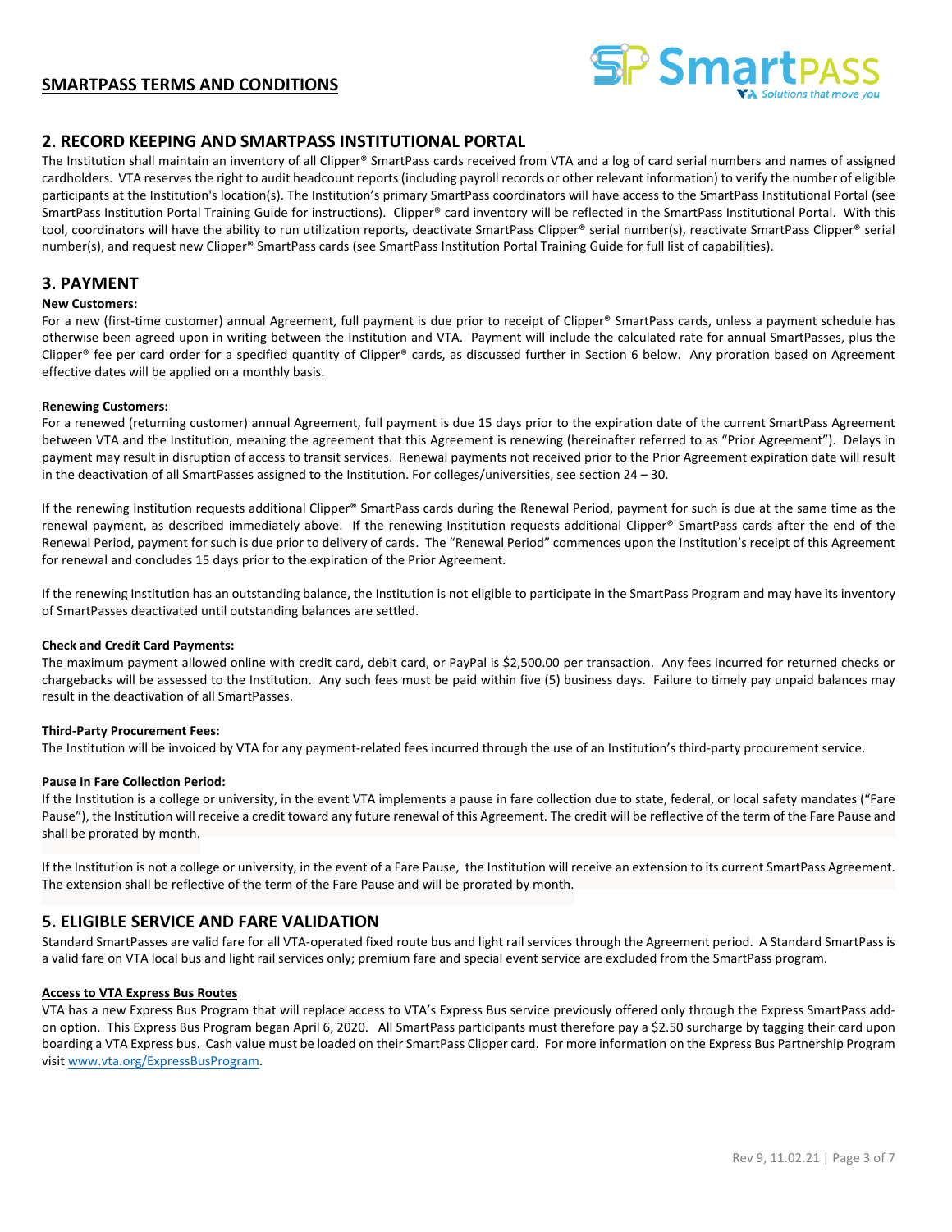## 2. RECORD KEEPING AND SMARTPASS INSTITUTIONAL PORTAL

The Institution shall maintain an inventory of all Clipper® SmartPass cards received from VTA and a log of card serial numbers and names of assigned cardholders. VTA reserves the right to audit headcount reports (including payroll records or other relevant information) to verify the number of eligible participants at the Institution's location(s). The Institution's primary SmartPass coordinators will have access to the SmartPass Institutional Portal (see SmartPass Institution Portal Training Guide for instructions). Clipper® card inventory will be reflected in the SmartPass Institutional Portal. With this tool, coordinators will have the ability to run utilization reports, deactivate SmartPass Clipper® serial number(s), reactivate SmartPass Clipper® serial number(s), and request new Clipper® SmartPass cards (see SmartPass Institution Portal Training Guide for full list of capabilities).

## 3. PAYMENT

**New Customers:**

For a new (first-time customer) annual Agreement, full payment is due prior to receipt of Clipper® SmartPass cards, unless a payment schedule has otherwise been agreed upon in writing between the Institution and VTA. Payment will include the calculated rate for annual SmartPasses, plus the Clipper® fee per card order for a specified quantity of Clipper® cards, as discussed further in Section 6 below. Any proration based on Agreement effective dates will be applied on a monthly basis.

**Renewing Customers:**

For a renewed (returning customer) annual Agreement, full payment is due 15 days prior to the expiration date of the current SmartPass Agreement between VTA and the Institution, meaning the agreement that this Agreement is renewing (hereinafter referred to as "Prior Agreement"). Delays in payment may result in disruption of access to transit services. Renewal payments not received prior to the Prior Agreement expiration date will result in the deactivation of all SmartPasses assigned to the Institution. For colleges/universities, see section 24 – 30.

If the renewing Institution requests additional Clipper® SmartPass cards during the Renewal Period, payment for such is due at the same time as the renewal payment, as described immediately above. If the renewing Institution requests additional Clipper® SmartPass cards after the end of the Renewal Period, payment for such is due prior to delivery of cards. The "Renewal Period" commences upon the Institution's receipt of this Agreement for renewal and concludes 15 days prior to the expiration of the Prior Agreement.

If the renewing Institution has an outstanding balance, the Institution is not eligible to participate in the SmartPass Program and may have its inventory of SmartPasses deactivated until outstanding balances are settled.

**Check and Credit Card Payments:**

The maximum payment allowed online with credit card, debit card, or PayPal is $2,500.00 per transaction. Any fees incurred for returned checks or chargebacks will be assessed to the Institution. Any such fees must be paid within five (5) business days. Failure to timely pay unpaid balances may result in the deactivation of all SmartPasses.

**Third-Party Procurement Fees:**

The Institution will be invoiced by VTA for any payment-related fees incurred through the use of an Institution's third-party procurement service.

**Pause In Fare Collection Period:**

If the Institution is a college or university, in the event VTA implements a pause in fare collection due to state, federal, or local safety mandates ("Fare Pause"), the Institution will receive a credit toward any future renewal of this Agreement. The credit will be reflective of the term of the Fare Pause and shall be prorated by month.

If the Institution is not a college or university, in the event of a Fare Pause, the Institution will receive an extension to its current SmartPass Agreement. The extension shall be reflective of the term of the Fare Pause and will be prorated by month.

## 5. ELIGIBLE SERVICE AND FARE VALIDATION

Standard SmartPasses are valid fare for all VTA-operated fixed route bus and light rail services through the Agreement period. A Standard SmartPass is a valid fare on VTA local bus and light rail services only; premium fare and special event service are excluded from the SmartPass program.

**Access to VTA Express Bus Routes**

VTA has a new Express Bus Program that will replace access to VTA's Express Bus service previously offered only through the Express SmartPass add-on option. This Express Bus Program began April 6, 2020. All SmartPass participants must therefore pay a $2.50 surcharge by tagging their card upon boarding a VTA Express bus. Cash value must be loaded on their SmartPass Clipper card. For more information on the Express Bus Partnership Program visit www.vta.org/ExpressBusProgram.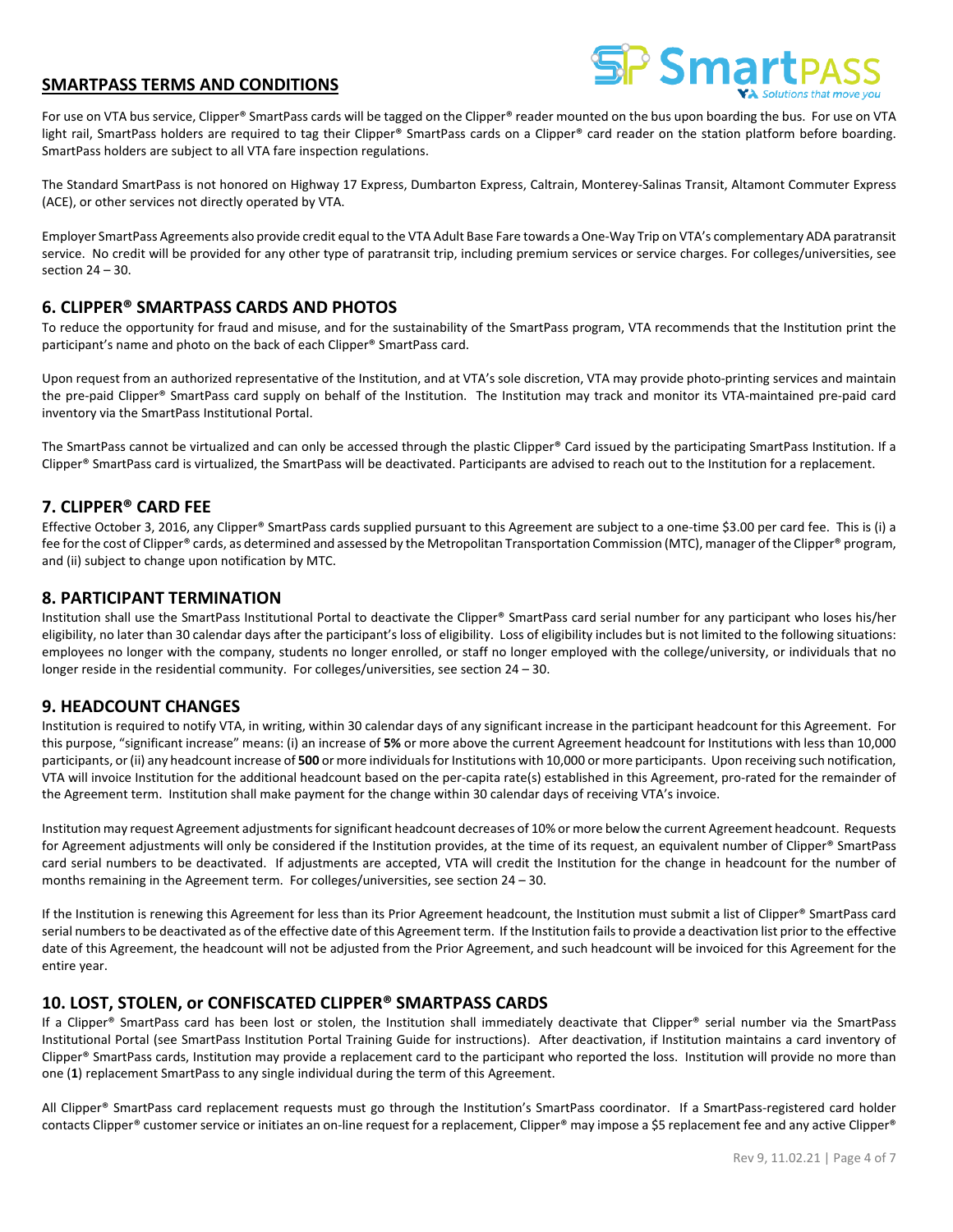## SMARTPASS TERMS AND CONDITIONS

For use on VTA bus service, Clipper® SmartPass cards will be tagged on the Clipper® reader mounted on the bus upon boarding the bus. For use on VTA light rail, SmartPass holders are required to tag their Clipper® SmartPass cards on a Clipper® card reader on the station platform before boarding. SmartPass holders are subject to all VTA fare inspection regulations.

The Standard SmartPass is not honored on Highway 17 Express, Dumbarton Express, Caltrain, Monterey-Salinas Transit, Altamont Commuter Express (ACE), or other services not directly operated by VTA.

Employer SmartPass Agreements also provide credit equal to the VTA Adult Base Fare towards a One-Way Trip on VTA's complementary ADA paratransit service. No credit will be provided for any other type of paratransit trip, including premium services or service charges. For colleges/universities, see section 24 – 30.

## 6. CLIPPER® SMARTPASS CARDS AND PHOTOS

To reduce the opportunity for fraud and misuse, and for the sustainability of the SmartPass program, VTA recommends that the Institution print the participant's name and photo on the back of each Clipper® SmartPass card.

Upon request from an authorized representative of the Institution, and at VTA's sole discretion, VTA may provide photo-printing services and maintain the pre-paid Clipper® SmartPass card supply on behalf of the Institution. The Institution may track and monitor its VTA-maintained pre-paid card inventory via the SmartPass Institutional Portal.

The SmartPass cannot be virtualized and can only be accessed through the plastic Clipper® Card issued by the participating SmartPass Institution. If a Clipper® SmartPass card is virtualized, the SmartPass will be deactivated. Participants are advised to reach out to the Institution for a replacement.

## 7. CLIPPER® CARD FEE

Effective October 3, 2016, any Clipper® SmartPass cards supplied pursuant to this Agreement are subject to a one-time $3.00 per card fee. This is (i) a fee for the cost of Clipper® cards, as determined and assessed by the Metropolitan Transportation Commission (MTC), manager of the Clipper® program, and (ii) subject to change upon notification by MTC.

## 8. PARTICIPANT TERMINATION

Institution shall use the SmartPass Institutional Portal to deactivate the Clipper® SmartPass card serial number for any participant who loses his/her eligibility, no later than 30 calendar days after the participant's loss of eligibility. Loss of eligibility includes but is not limited to the following situations: employees no longer with the company, students no longer enrolled, or staff no longer employed with the college/university, or individuals that no longer reside in the residential community. For colleges/universities, see section 24 – 30.

## 9. HEADCOUNT CHANGES

Institution is required to notify VTA, in writing, within 30 calendar days of any significant increase in the participant headcount for this Agreement. For this purpose, "significant increase" means: (i) an increase of **5%** or more above the current Agreement headcount for Institutions with less than 10,000 participants, or (ii) any headcount increase of **500** or more individuals for Institutions with 10,000 or more participants. Upon receiving such notification, VTA will invoice Institution for the additional headcount based on the per-capita rate(s) established in this Agreement, pro-rated for the remainder of the Agreement term. Institution shall make payment for the change within 30 calendar days of receiving VTA's invoice.

Institution may request Agreement adjustments for significant headcount decreases of 10% or more below the current Agreement headcount. Requests for Agreement adjustments will only be considered if the Institution provides, at the time of its request, an equivalent number of Clipper® SmartPass card serial numbers to be deactivated. If adjustments are accepted, VTA will credit the Institution for the change in headcount for the number of months remaining in the Agreement term. For colleges/universities, see section 24 – 30.

If the Institution is renewing this Agreement for less than its Prior Agreement headcount, the Institution must submit a list of Clipper® SmartPass card serial numbers to be deactivated as of the effective date of this Agreement term. If the Institution fails to provide a deactivation list prior to the effective date of this Agreement, the headcount will not be adjusted from the Prior Agreement, and such headcount will be invoiced for this Agreement for the entire year.

## 10. LOST, STOLEN, or CONFISCATED CLIPPER® SMARTPASS CARDS

If a Clipper® SmartPass card has been lost or stolen, the Institution shall immediately deactivate that Clipper® serial number via the SmartPass Institutional Portal (see SmartPass Institution Portal Training Guide for instructions). After deactivation, if Institution maintains a card inventory of Clipper® SmartPass cards, Institution may provide a replacement card to the participant who reported the loss. Institution will provide no more than one (**1**) replacement SmartPass to any single individual during the term of this Agreement.

All Clipper® SmartPass card replacement requests must go through the Institution's SmartPass coordinator. If a SmartPass-registered card holder contacts Clipper® customer service or initiates an on-line request for a replacement, Clipper® may impose a $5 replacement fee and any active Clipper®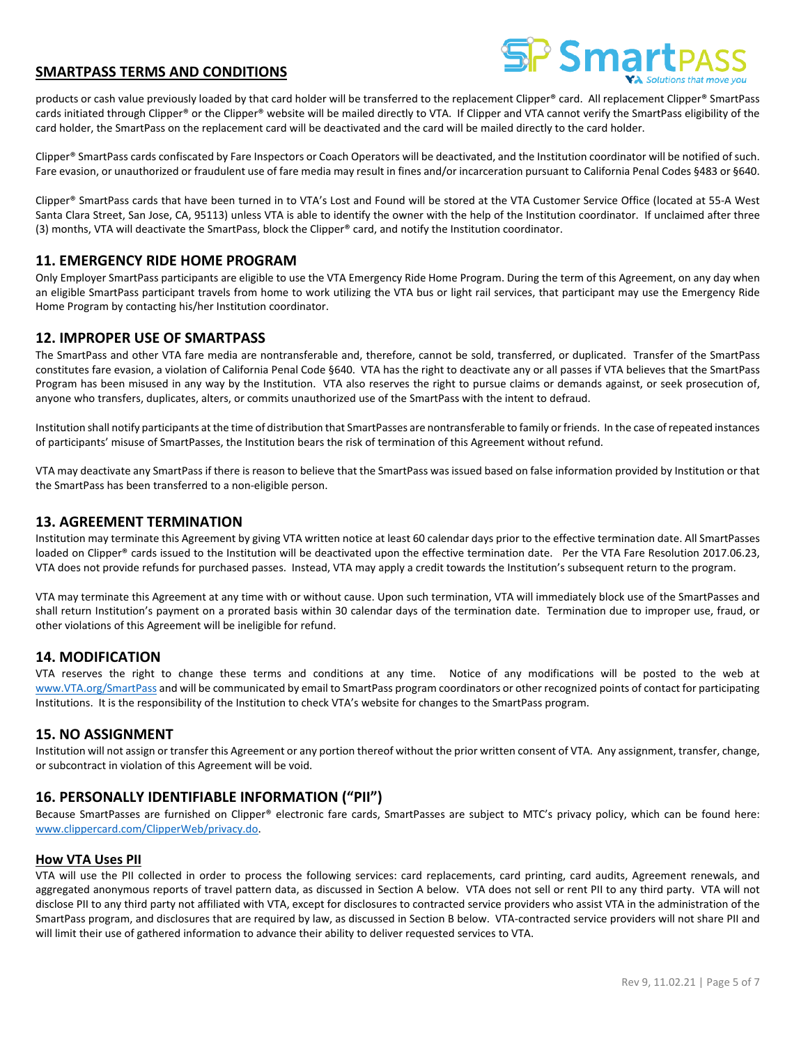products or cash value previously loaded by that card holder will be transferred to the replacement Clipper® card. All replacement Clipper® SmartPass cards initiated through Clipper® or the Clipper® website will be mailed directly to VTA. If Clipper and VTA cannot verify the SmartPass eligibility of the card holder, the SmartPass on the replacement card will be deactivated and the card will be mailed directly to the card holder.

Clipper® SmartPass cards confiscated by Fare Inspectors or Coach Operators will be deactivated, and the Institution coordinator will be notified of such. Fare evasion, or unauthorized or fraudulent use of fare media may result in fines and/or incarceration pursuant to California Penal Codes §483 or §640.

Clipper® SmartPass cards that have been turned in to VTA's Lost and Found will be stored at the VTA Customer Service Office (located at 55-A West Santa Clara Street, San Jose, CA, 95113) unless VTA is able to identify the owner with the help of the Institution coordinator. If unclaimed after three (3) months, VTA will deactivate the SmartPass, block the Clipper® card, and notify the Institution coordinator.

## 11. EMERGENCY RIDE HOME PROGRAM

Only Employer SmartPass participants are eligible to use the VTA Emergency Ride Home Program. During the term of this Agreement, on any day when an eligible SmartPass participant travels from home to work utilizing the VTA bus or light rail services, that participant may use the Emergency Ride Home Program by contacting his/her Institution coordinator.

## 12. IMPROPER USE OF SMARTPASS

The SmartPass and other VTA fare media are nontransferable and, therefore, cannot be sold, transferred, or duplicated. Transfer of the SmartPass constitutes fare evasion, a violation of California Penal Code §640. VTA has the right to deactivate any or all passes if VTA believes that the SmartPass Program has been misused in any way by the Institution. VTA also reserves the right to pursue claims or demands against, or seek prosecution of, anyone who transfers, duplicates, alters, or commits unauthorized use of the SmartPass with the intent to defraud.

Institution shall notify participants at the time of distribution that SmartPasses are nontransferable to family or friends. In the case of repeated instances of participants' misuse of SmartPasses, the Institution bears the risk of termination of this Agreement without refund.

VTA may deactivate any SmartPass if there is reason to believe that the SmartPass was issued based on false information provided by Institution or that the SmartPass has been transferred to a non-eligible person.

## 13. AGREEMENT TERMINATION

Institution may terminate this Agreement by giving VTA written notice at least 60 calendar days prior to the effective termination date. All SmartPasses loaded on Clipper® cards issued to the Institution will be deactivated upon the effective termination date. Per the VTA Fare Resolution 2017.06.23, VTA does not provide refunds for purchased passes. Instead, VTA may apply a credit towards the Institution's subsequent return to the program.

VTA may terminate this Agreement at any time with or without cause. Upon such termination, VTA will immediately block use of the SmartPasses and shall return Institution's payment on a prorated basis within 30 calendar days of the termination date. Termination due to improper use, fraud, or other violations of this Agreement will be ineligible for refund.

## 14. MODIFICATION

VTA reserves the right to change these terms and conditions at any time. Notice of any modifications will be posted to the web at [www.VTA.org/SmartPass](www.VTA.org/SmartPass) and will be communicated by email to SmartPass program coordinators or other recognized points of contact for participating Institutions. It is the responsibility of the Institution to check VTA's website for changes to the SmartPass program.

## 15. NO ASSIGNMENT

Institution will not assign or transfer this Agreement or any portion thereof without the prior written consent of VTA. Any assignment, transfer, change, or subcontract in violation of this Agreement will be void.

## 16. PERSONALLY IDENTIFIABLE INFORMATION ("PII")

Because SmartPasses are furnished on Clipper® electronic fare cards, SmartPasses are subject to MTC's privacy policy, which can be found here: [www.clippercard.com/ClipperWeb/privacy.do](www.clippercard.com/ClipperWeb/privacy.do).

### How VTA Uses PII

VTA will use the PII collected in order to process the following services: card replacements, card printing, card audits, Agreement renewals, and aggregated anonymous reports of travel pattern data, as discussed in Section A below. VTA does not sell or rent PII to any third party. VTA will not disclose PII to any third party not affiliated with VTA, except for disclosures to contracted service providers who assist VTA in the administration of the SmartPass program, and disclosures that are required by law, as discussed in Section B below. VTA-contracted service providers will not share PII and will limit their use of gathered information to advance their ability to deliver requested services to VTA.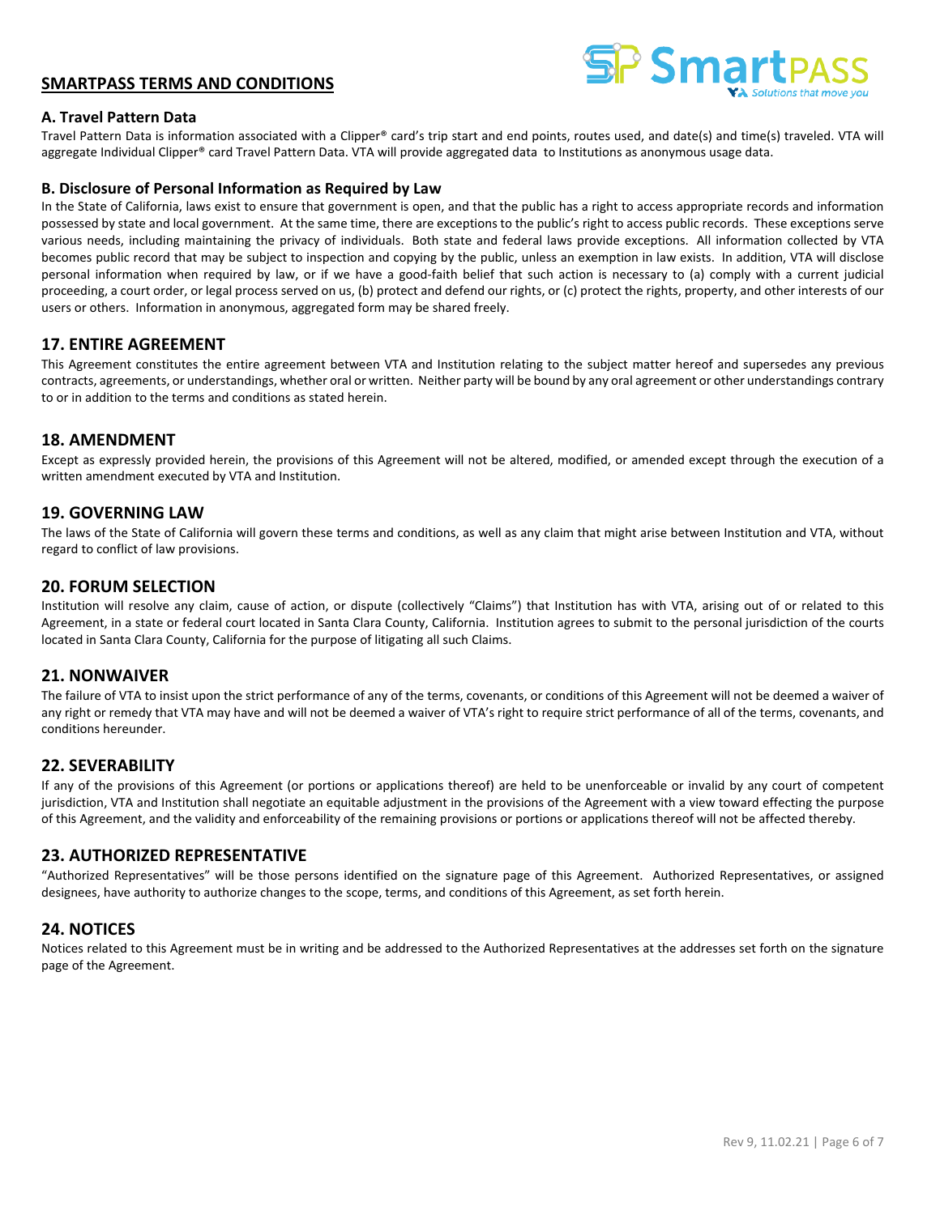## SMARTPASS TERMS AND CONDITIONS

### A. Travel Pattern Data

Travel Pattern Data is information associated with a Clipper® card's trip start and end points, routes used, and date(s) and time(s) traveled. VTA will aggregate Individual Clipper® card Travel Pattern Data. VTA will provide aggregated data to Institutions as anonymous usage data.

### B. Disclosure of Personal Information as Required by Law

In the State of California, laws exist to ensure that government is open, and that the public has a right to access appropriate records and information possessed by state and local government. At the same time, there are exceptions to the public's right to access public records. These exceptions serve various needs, including maintaining the privacy of individuals. Both state and federal laws provide exceptions. All information collected by VTA becomes public record that may be subject to inspection and copying by the public, unless an exemption in law exists. In addition, VTA will disclose personal information when required by law, or if we have a good-faith belief that such action is necessary to (a) comply with a current judicial proceeding, a court order, or legal process served on us, (b) protect and defend our rights, or (c) protect the rights, property, and other interests of our users or others. Information in anonymous, aggregated form may be shared freely.

## 17. ENTIRE AGREEMENT

This Agreement constitutes the entire agreement between VTA and Institution relating to the subject matter hereof and supersedes any previous contracts, agreements, or understandings, whether oral or written. Neither party will be bound by any oral agreement or other understandings contrary to or in addition to the terms and conditions as stated herein.

## 18. AMENDMENT

Except as expressly provided herein, the provisions of this Agreement will not be altered, modified, or amended except through the execution of a written amendment executed by VTA and Institution.

## 19. GOVERNING LAW

The laws of the State of California will govern these terms and conditions, as well as any claim that might arise between Institution and VTA, without regard to conflict of law provisions.

## 20. FORUM SELECTION

Institution will resolve any claim, cause of action, or dispute (collectively "Claims") that Institution has with VTA, arising out of or related to this Agreement, in a state or federal court located in Santa Clara County, California. Institution agrees to submit to the personal jurisdiction of the courts located in Santa Clara County, California for the purpose of litigating all such Claims.

## 21. NONWAIVER

The failure of VTA to insist upon the strict performance of any of the terms, covenants, or conditions of this Agreement will not be deemed a waiver of any right or remedy that VTA may have and will not be deemed a waiver of VTA's right to require strict performance of all of the terms, covenants, and conditions hereunder.

## 22. SEVERABILITY

If any of the provisions of this Agreement (or portions or applications thereof) are held to be unenforceable or invalid by any court of competent jurisdiction, VTA and Institution shall negotiate an equitable adjustment in the provisions of the Agreement with a view toward effecting the purpose of this Agreement, and the validity and enforceability of the remaining provisions or portions or applications thereof will not be affected thereby.

## 23. AUTHORIZED REPRESENTATIVE

"Authorized Representatives" will be those persons identified on the signature page of this Agreement. Authorized Representatives, or assigned designees, have authority to authorize changes to the scope, terms, and conditions of this Agreement, as set forth herein.

## 24. NOTICES

Notices related to this Agreement must be in writing and be addressed to the Authorized Representatives at the addresses set forth on the signature page of the Agreement.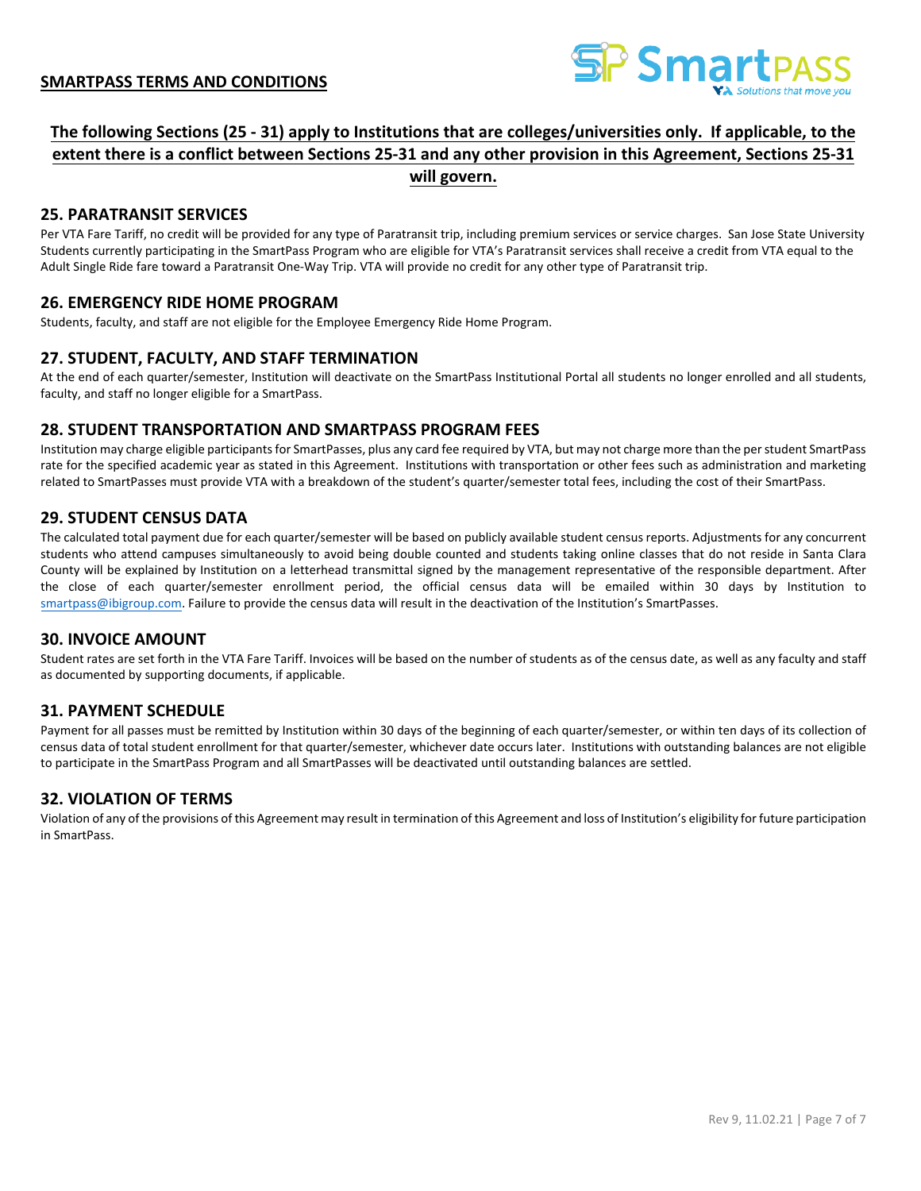**SMARTPASS TERMS AND CONDITIONS**

**The following Sections (25 - 31) apply to Institutions that are colleges/universities only. If applicable, to the extent there is a conflict between Sections 25-31 and any other provision in this Agreement, Sections 25-31 will govern.**

## 25. PARATRANSIT SERVICES

Per VTA Fare Tariff, no credit will be provided for any type of Paratransit trip, including premium services or service charges. San Jose State University Students currently participating in the SmartPass Program who are eligible for VTA's Paratransit services shall receive a credit from VTA equal to the Adult Single Ride fare toward a Paratransit One-Way Trip. VTA will provide no credit for any other type of Paratransit trip.

## 26. EMERGENCY RIDE HOME PROGRAM

Students, faculty, and staff are not eligible for the Employee Emergency Ride Home Program.

## 27. STUDENT, FACULTY, AND STAFF TERMINATION

At the end of each quarter/semester, Institution will deactivate on the SmartPass Institutional Portal all students no longer enrolled and all students, faculty, and staff no longer eligible for a SmartPass.

## 28. STUDENT TRANSPORTATION AND SMARTPASS PROGRAM FEES

Institution may charge eligible participants for SmartPasses, plus any card fee required by VTA, but may not charge more than the per student SmartPass rate for the specified academic year as stated in this Agreement. Institutions with transportation or other fees such as administration and marketing related to SmartPasses must provide VTA with a breakdown of the student's quarter/semester total fees, including the cost of their SmartPass.

## 29. STUDENT CENSUS DATA

The calculated total payment due for each quarter/semester will be based on publicly available student census reports. Adjustments for any concurrent students who attend campuses simultaneously to avoid being double counted and students taking online classes that do not reside in Santa Clara County will be explained by Institution on a letterhead transmittal signed by the management representative of the responsible department. After the close of each quarter/semester enrollment period, the official census data will be emailed within 30 days by Institution to smartpass@ibigroup.com. Failure to provide the census data will result in the deactivation of the Institution's SmartPasses.

## 30. INVOICE AMOUNT

Student rates are set forth in the VTA Fare Tariff. Invoices will be based on the number of students as of the census date, as well as any faculty and staff as documented by supporting documents, if applicable.

## 31. PAYMENT SCHEDULE

Payment for all passes must be remitted by Institution within 30 days of the beginning of each quarter/semester, or within ten days of its collection of census data of total student enrollment for that quarter/semester, whichever date occurs later. Institutions with outstanding balances are not eligible to participate in the SmartPass Program and all SmartPasses will be deactivated until outstanding balances are settled.

## 32. VIOLATION OF TERMS

Violation of any of the provisions of this Agreement may result in termination of this Agreement and loss of Institution's eligibility for future participation in SmartPass.